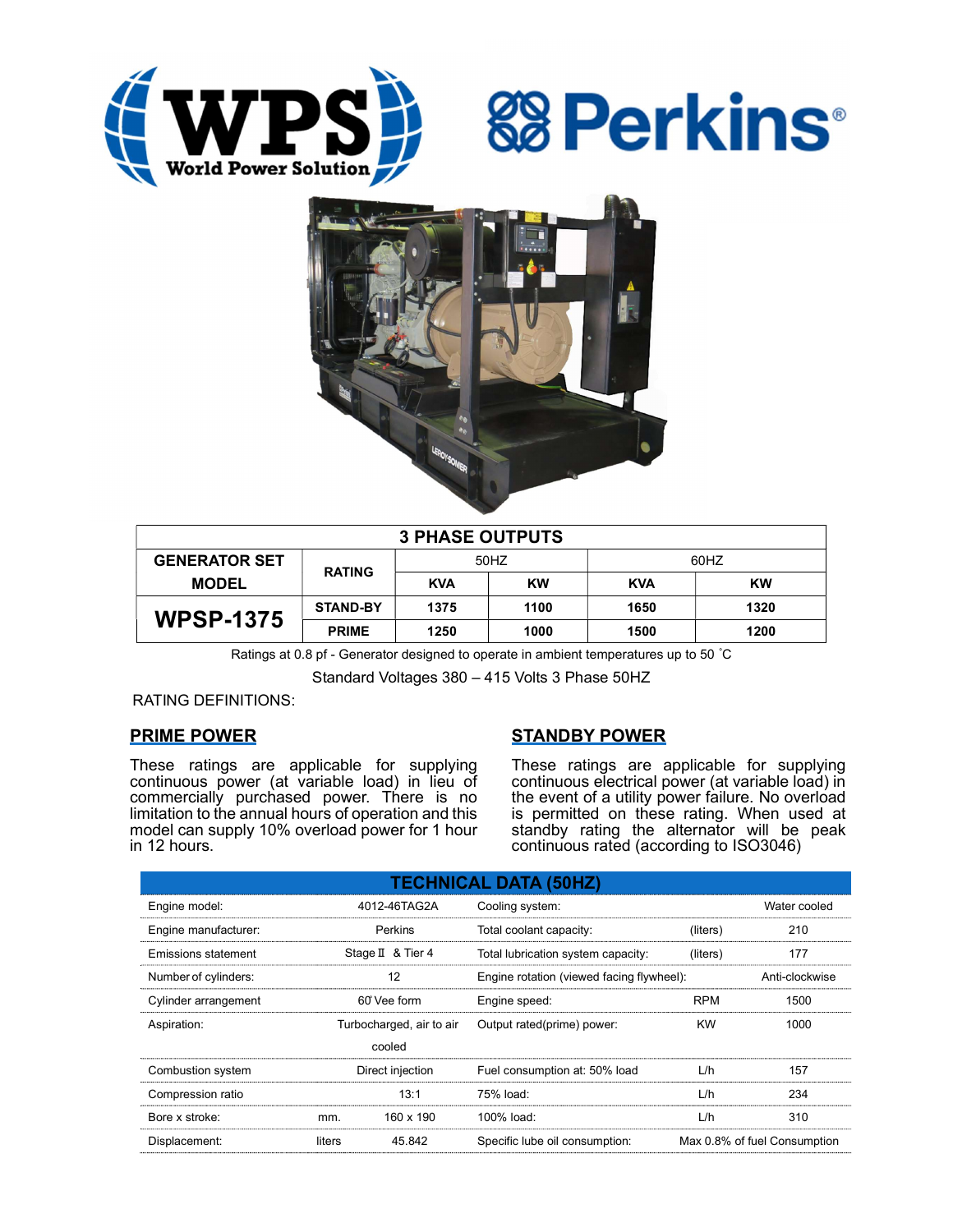| 3 PHASE OUTPUTS | | | | | |
|---|---|---|---|---|---|
| GENERATOR SET MODEL | RATING | 50HZ | | 60HZ | |
| | | KVA | KW | KVA | KW |
| **WPSP-1375** | STAND-BY | 1375 | 1100 | 1650 | 1320 |
| | PRIME | 1250 | 1000 | 1500 | 1200 |

Ratings at 0.8 pf - Generator designed to operate in ambient temperatures up to 50 ˚C

Standard Voltages 380 – 415 Volts 3 Phase 50HZ

RATING DEFINITIONS:

## PRIME POWER

These ratings are applicable for supplying continuous power (at variable load) in lieu of commercially purchased power. There is no limitation to the annual hours of operation and this model can supply 10% overload power for 1 hour in 12 hours.

## STANDBY POWER

These ratings are applicable for supplying continuous electrical power (at variable load) in the event of a utility power failure. No overload is permitted on these rating. When used at standby rating the alternator will be peak continuous rated (according to ISO3046)

| TECHNICAL DATA (50HZ) | | | | | |
|---|---|---|---|---|---|
| Engine model: | | 4012-46TAG2A | Cooling system: | | Water cooled |
| Engine manufacturer: | | Perkins | Total coolant capacity: | (liters) | 210 |
| Emissions statement | | Stage Ⅱ & Tier 4 | Total lubrication system capacity: | (liters) | 177 |
| Number of cylinders: | | 12 | Engine rotation (viewed facing flywheel): | | Anti-clockwise |
| Cylinder arrangement | | 60̊ Vee form | Engine speed: | RPM | 1500 |
| Aspiration: | | Turbocharged, air to air cooled | Output rated(prime) power: | KW | 1000 |
| Combustion system | | Direct injection | Fuel consumption at: 50% load | L/h | 157 |
| Compression ratio | | 13:1 | 75% load: | L/h | 234 |
| Bore x stroke: | mm. | 160 x 190 | 100% load: | L/h | 310 |
| Displacement: | liters | 45.842 | Specific lube oil consumption: | | Max 0.8% of fuel Consumption |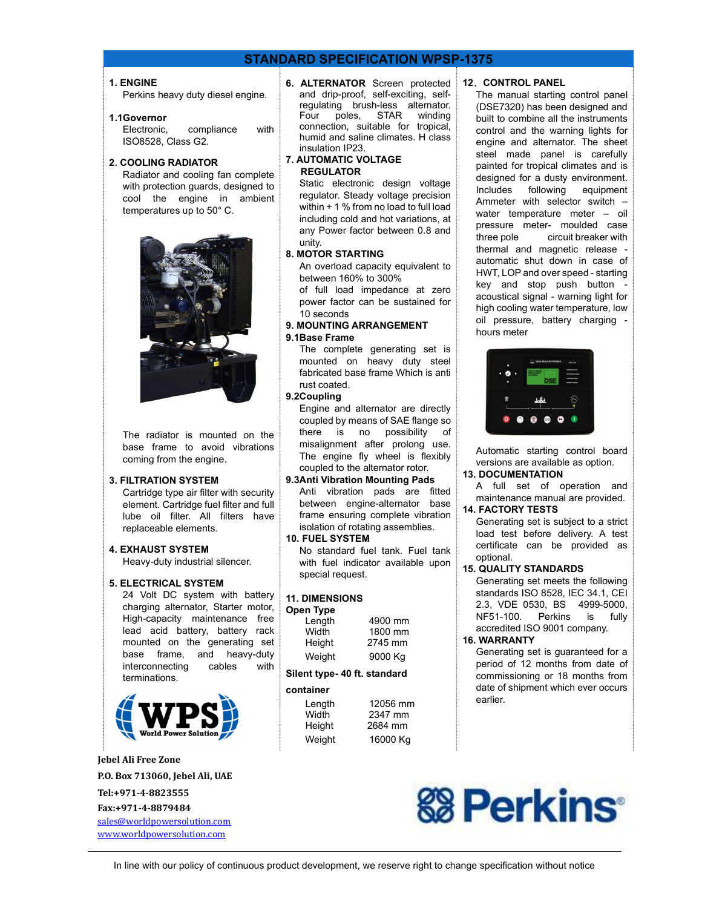# STANDARD SPECIFICATION WPSP-1375

**1. ENGINE**

Perkins heavy duty diesel engine.

**1.1Governor**

Electronic, compliance with ISO8528, Class G2.

**2. COOLING RADIATOR**

Radiator and cooling fan complete with protection guards, designed to cool the engine in ambient temperatures up to 50° C.

The radiator is mounted on the base frame to avoid vibrations coming from the engine.

**3. FILTRATION SYSTEM**

Cartridge type air filter with security element. Cartridge fuel filter and full lube oil filter. All filters have replaceable elements.

**4. EXHAUST SYSTEM**

Heavy-duty industrial silencer.

**5. ELECTRICAL SYSTEM**

24 Volt DC system with battery charging alternator, Starter motor, High-capacity maintenance free lead acid battery, battery rack mounted on the generating set base frame, and heavy-duty interconnecting cables with terminations.

**6. ALTERNATOR** Screen protected and drip-proof, self-exciting, self-regulating brush-less alternator. Four poles, STAR winding connection, suitable for tropical, humid and saline climates. H class insulation IP23.

**7. AUTOMATIC VOLTAGE REGULATOR**

Static electronic design voltage regulator. Steady voltage precision within + 1 % from no load to full load including cold and hot variations, at any Power factor between 0.8 and unity.

**8. MOTOR STARTING**

An overload capacity equivalent to between 160% to 300% of full load impedance at zero power factor can be sustained for 10 seconds

**9. MOUNTING ARRANGEMENT**

**9.1Base Frame**

The complete generating set is mounted on heavy duty steel fabricated base frame Which is anti rust coated.

**9.2Coupling**

Engine and alternator are directly coupled by means of SAE flange so there is no possibility of misalignment after prolong use. The engine fly wheel is flexibly coupled to the alternator rotor.

**9.3Anti Vibration Mounting Pads**

Anti vibration pads are fitted between engine-alternator base frame ensuring complete vibration isolation of rotating assemblies.

**10. FUEL SYSTEM**

No standard fuel tank. Fuel tank with fuel indicator available upon special request.

**11. DIMENSIONS**

**Open Type**

| | |
|---|---|
| Length | 4900 mm |
| Width | 1800 mm |
| Height | 2745 mm |
| Weight | 9000 Kg |

**Silent type- 40 ft. standard container**

| | |
|---|---|
| Length | 12056 mm |
| Width | 2347 mm |
| Height | 2684 mm |
| Weight | 16000 Kg |

**12. CONTROL PANEL**

The manual starting control panel (DSE7320) has been designed and built to combine all the instruments control and the warning lights for engine and alternator. The sheet steel made panel is carefully painted for tropical climates and is designed for a dusty environment. Includes following equipment Ammeter with selector switch – water temperature meter – oil pressure meter- moulded case three pole circuit breaker with thermal and magnetic release - automatic shut down in case of HWT, LOP and over speed - starting key and stop push button - acoustical signal - warning light for high cooling water temperature, low oil pressure, battery charging - hours meter

Automatic starting control board versions are available as option.

**13. DOCUMENTATION**

A full set of operation and maintenance manual are provided.

**14. FACTORY TESTS**

Generating set is subject to a strict load test before delivery. A test certificate can be provided as optional.

**15. QUALITY STANDARDS**

Generating set meets the following standards ISO 8528, IEC 34.1, CEI 2.3, VDE 0530, BS 4999-5000, NF51-100. Perkins is fully accredited ISO 9001 company.

**16. WARRANTY**

Generating set is guaranteed for a period of 12 months from date of commissioning or 18 months from date of shipment which ever occurs earlier.

WPS World Power Solution

**Jebel Ali Free Zone**
**P.O. Box 713060, Jebel Ali, UAE**
**Tel:+971-4-8823555**
**Fax:+971-4-8879484**
sales@worldpowersolution.com
www.worldpowersolution.com

Perkins

In line with our policy of continuous product development, we reserve right to change specification without notice